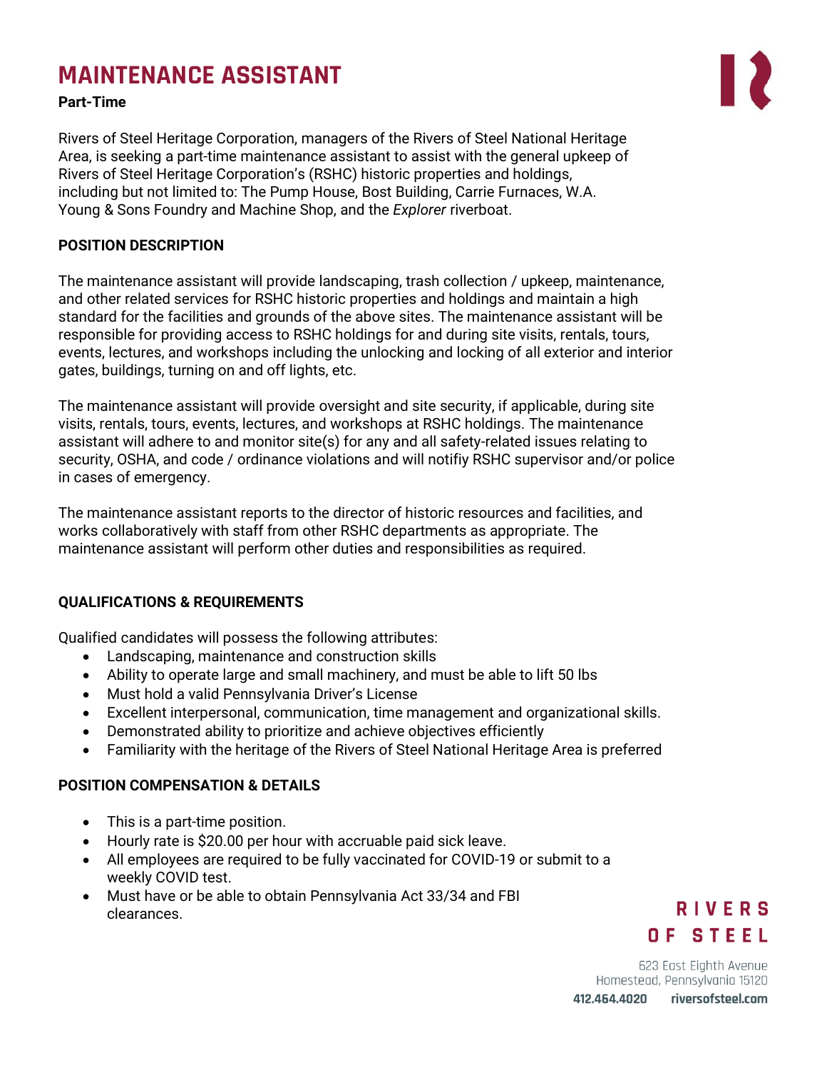# MAINTENANCE ASSISTANT

**Part-Time**

Rivers of Steel Heritage Corporation, managers of the Rivers of Steel National Heritage Area, is seeking a part-time maintenance assistant to assist with the general upkeep of Rivers of Steel Heritage Corporation's (RSHC) historic properties and holdings, including but not limited to: The Pump House, Bost Building, Carrie Furnaces, W.A. Young & Sons Foundry and Machine Shop, and the *Explorer* riverboat.

## POSITION DESCRIPTION

The maintenance assistant will provide landscaping, trash collection / upkeep, maintenance, and other related services for RSHC historic properties and holdings and maintain a high standard for the facilities and grounds of the above sites. The maintenance assistant will be responsible for providing access to RSHC holdings for and during site visits, rentals, tours, events, lectures, and workshops including the unlocking and locking of all exterior and interior gates, buildings, turning on and off lights, etc.

The maintenance assistant will provide oversight and site security, if applicable, during site visits, rentals, tours, events, lectures, and workshops at RSHC holdings. The maintenance assistant will adhere to and monitor site(s) for any and all safety-related issues relating to security, OSHA, and code / ordinance violations and will notifiy RSHC supervisor and/or police in cases of emergency.

The maintenance assistant reports to the director of historic resources and facilities, and works collaboratively with staff from other RSHC departments as appropriate. The maintenance assistant will perform other duties and responsibilities as required.

## QUALIFICATIONS & REQUIREMENTS

Qualified candidates will possess the following attributes:

- Landscaping, maintenance and construction skills
- Ability to operate large and small machinery, and must be able to lift 50 lbs
- Must hold a valid Pennsylvania Driver's License
- Excellent interpersonal, communication, time management and organizational skills.
- Demonstrated ability to prioritize and achieve objectives efficiently
- Familiarity with the heritage of the Rivers of Steel National Heritage Area is preferred

## POSITION COMPENSATION & DETAILS

- This is a part-time position.
- Hourly rate is $20.00 per hour with accruable paid sick leave.
- All employees are required to be fully vaccinated for COVID-19 or submit to a weekly COVID test.
- Must have or be able to obtain Pennsylvania Act 33/34 and FBI clearances.

RIVERS OF STEEL

623 East Eighth Avenue
Homestead, Pennsylvania 15120
412.464.4020 riversofsteel.com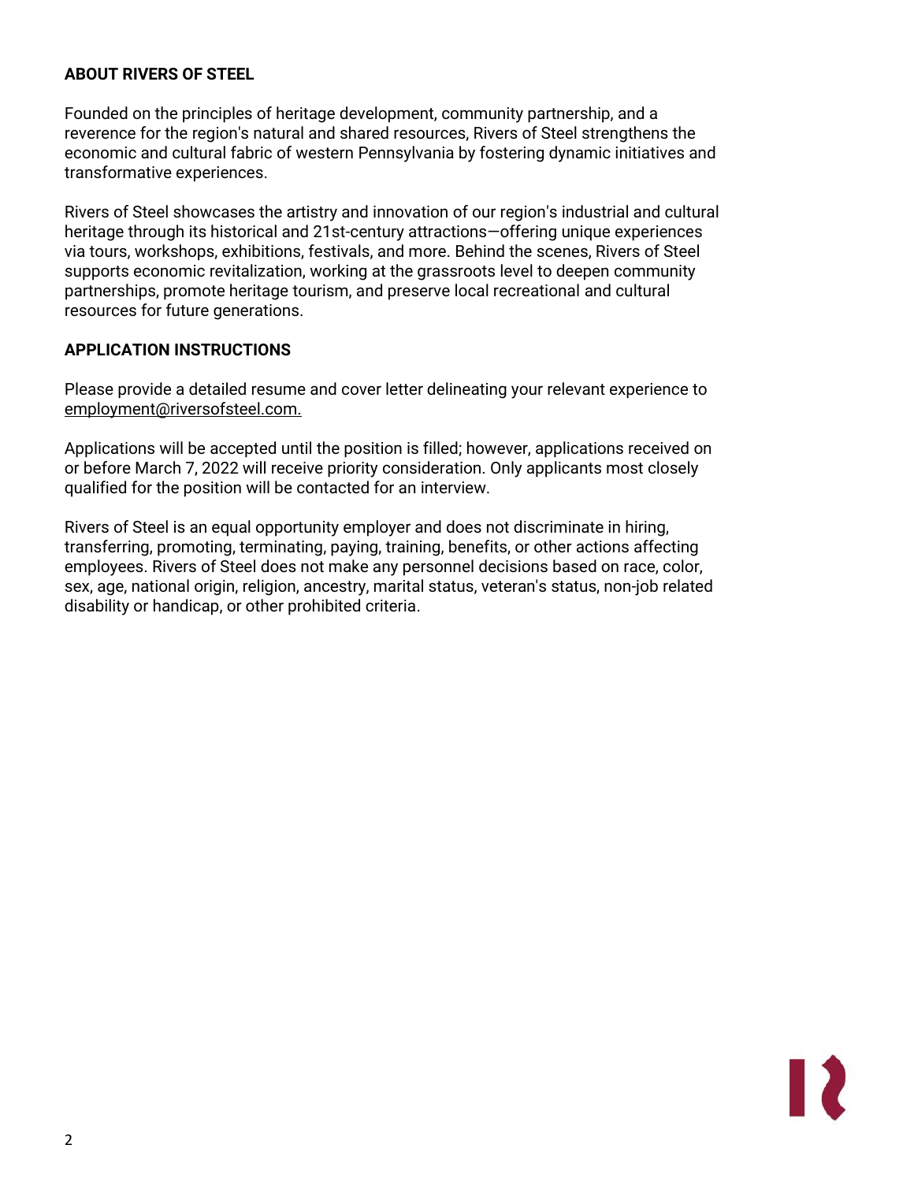**ABOUT RIVERS OF STEEL**

Founded on the principles of heritage development, community partnership, and a reverence for the region's natural and shared resources, Rivers of Steel strengthens the economic and cultural fabric of western Pennsylvania by fostering dynamic initiatives and transformative experiences.

Rivers of Steel showcases the artistry and innovation of our region's industrial and cultural heritage through its historical and 21st-century attractions—offering unique experiences via tours, workshops, exhibitions, festivals, and more. Behind the scenes, Rivers of Steel supports economic revitalization, working at the grassroots level to deepen community partnerships, promote heritage tourism, and preserve local recreational and cultural resources for future generations.

**APPLICATION INSTRUCTIONS**

Please provide a detailed resume and cover letter delineating your relevant experience to employment@riversofsteel.com.

Applications will be accepted until the position is filled; however, applications received on or before March 7, 2022 will receive priority consideration. Only applicants most closely qualified for the position will be contacted for an interview.

Rivers of Steel is an equal opportunity employer and does not discriminate in hiring, transferring, promoting, terminating, paying, training, benefits, or other actions affecting employees. Rivers of Steel does not make any personnel decisions based on race, color, sex, age, national origin, religion, ancestry, marital status, veteran's status, non-job related disability or handicap, or other prohibited criteria.